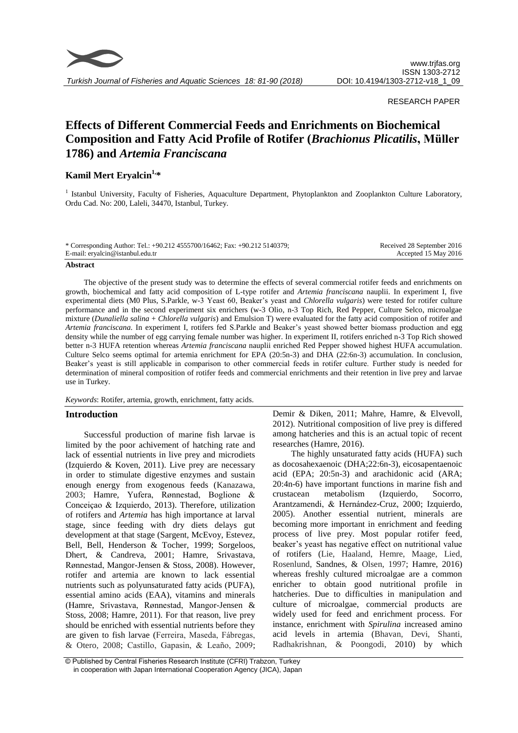RESEARCH PAPER

# Effects of Different Commercial Feeds and Enrichments on Biochemical Composition and Fatty Acid Profile of Rotifer (*Brachionus Plicatilis*, Müller 1786) and *Artemia Franciscana*

**Kamil Mert Eryalcin**[1,*]

[1] Istanbul University, Faculty of Fisheries, Aquaculture Department, Phytoplankton and Zooplankton Culture Laboratory, Ordu Cad. No: 200, Laleli, 34470, Istanbul, Turkey.

\* Corresponding Author: Tel.: +90.212 4555700/16462; Fax: +90.212 5140379; E-mail: eryalcin@istanbul.edu.tr

Received 28 September 2016
Accepted 15 May 2016

**Abstract**

The objective of the present study was to determine the effects of several commercial rotifer feeds and enrichments on growth, biochemical and fatty acid composition of L-type rotifer and *Artemia franciscana* nauplii. In experiment I, five experimental diets (M0 Plus, S.Parkle, w-3 Yeast 60, Beaker's yeast and *Chlorella vulgaris*) were tested for rotifer culture performance and in the second experiment six enrichers (w-3 Olio, n-3 Top Rich, Red Pepper, Culture Selco, microalgae mixture (*Dunaliella salina* + *Chlorella vulgaris*) and Emulsion T) were evaluated for the fatty acid composition of rotifer and *Artemia franciscana*. In experiment I, rotifers fed S.Parkle and Beaker's yeast showed better biomass production and egg density while the number of egg carrying female number was higher. In experiment II, rotifers enriched n-3 Top Rich showed better n-3 HUFA retention whereas *Artemia franciscana* nauplii enriched Red Pepper showed highest HUFA accumulation. Culture Selco seems optimal for artemia enrichment for EPA (20:5n-3) and DHA (22:6n-3) accumulation. In conclusion, Beaker's yeast is still applicable in comparison to other commercial feeds in rotifer culture. Further study is needed for determination of mineral composition of rotifer feeds and commercial enrichments and their retention in live prey and larvae use in Turkey.

*Keywords*: Rotifer, artemia, growth, enrichment, fatty acids.

## Introduction

Successful production of marine fish larvae is limited by the poor achivement of hatching rate and lack of essential nutrients in live prey and microdiets (Izquierdo & Koven, 2011). Live prey are necessary in order to stimulate digestive enzymes and sustain enough energy from exogenous feeds (Kanazawa, 2003; Hamre, Yufera, Rønnestad, Boglione & Conceiçao & Izquierdo, 2013). Therefore, utilization of rotifers and *Artemia* has high importance at larval stage, since feeding with dry diets delays gut development at that stage (Sargent, McEvoy, Estevez, Bell, Bell, Henderson & Tocher, 1999; Sorgeloos, Dhert, & Candreva, 2001; Hamre, Srivastava, Rønnestad, Mangor-Jensen & Stoss, 2008). However, rotifer and artemia are known to lack essential nutrients such as polyunsaturated fatty acids (PUFA), essential amino acids (EAA), vitamins and minerals (Hamre, Srivastava, Rønnestad, Mangor-Jensen & Stoss, 2008; Hamre, 2011). For that reason, live prey should be enriched with essential nutrients before they are given to fish larvae (Ferreira, Maseda, Fábregas, & Otero, 2008; Castillo, Gapasin, & Leaño, 2009; Demir & Diken, 2011; Mahre, Hamre, & Elvevoll, 2012). Nutritional composition of live prey is differed among hatcheries and this is an actual topic of recent researches (Hamre, 2016).

The highly unsaturated fatty acids (HUFA) such as docosahexaenoic (DHA;22:6n-3), eicosapentaenoic acid (EPA; 20:5n-3) and arachidonic acid (ARA; 20:4n-6) have important functions in marine fish and crustacean metabolism (Izquierdo, Socorro, Arantzamendi, & Hernández-Cruz, 2000; Izquierdo, 2005). Another essential nutrient, minerals are becoming more important in enrichment and feeding process of live prey. Most popular rotifer feed, beaker's yeast has negative effect on nutritional value of rotifers (Lie, Haaland, Hemre, Maage, Lied, Rosenlund, Sandnes, & Olsen, 1997; Hamre, 2016) whereas freshly cultured microalgae are a common enricher to obtain good nutritional profile in hatcheries. Due to difficulties in manipulation and culture of microalgae, commercial products are widely used for feed and enrichment process. For instance, enrichment with *Spirulina* increased amino acid levels in artemia (Bhavan, Devi, Shanti, Radhakrishnan, & Poongodi, 2010) by which

© Published by Central Fisheries Research Institute (CFRI) Trabzon, Turkey in cooperation with Japan International Cooperation Agency (JICA), Japan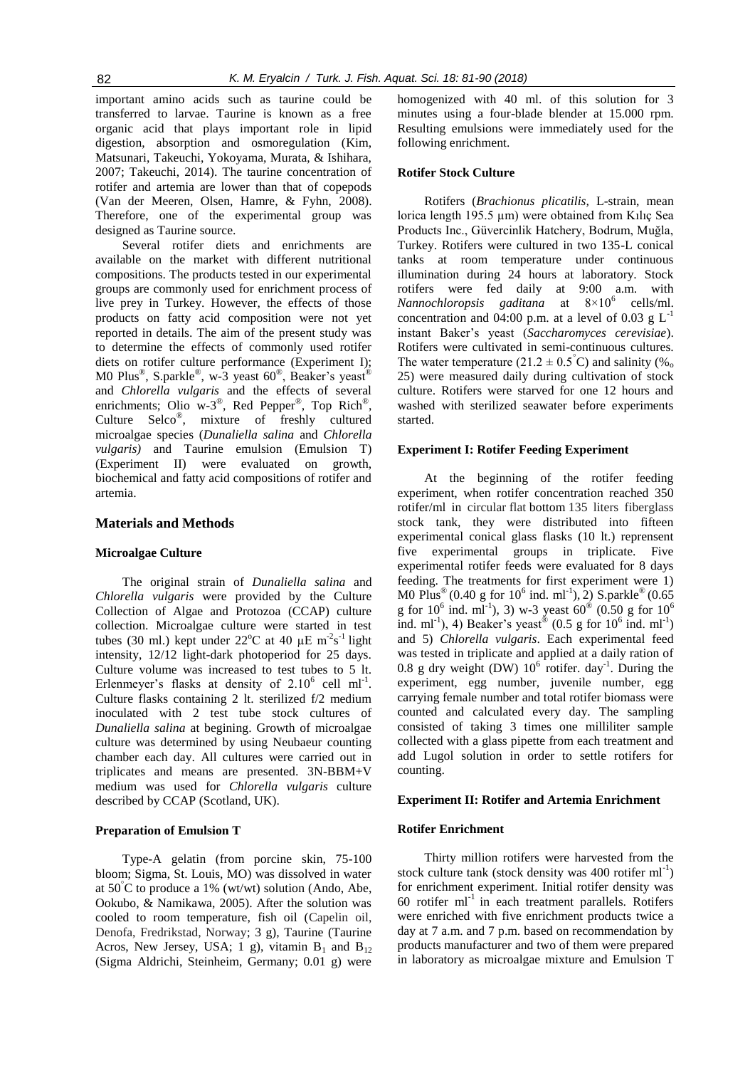important amino acids such as taurine could be transferred to larvae. Taurine is known as a free organic acid that plays important role in lipid digestion, absorption and osmoregulation (Kim, Matsunari, Takeuchi, Yokoyama, Murata, & Ishihara, 2007; Takeuchi, 2014). The taurine concentration of rotifer and artemia are lower than that of copepods (Van der Meeren, Olsen, Hamre, & Fyhn, 2008). Therefore, one of the experimental group was designed as Taurine source.

Several rotifer diets and enrichments are available on the market with different nutritional compositions. The products tested in our experimental groups are commonly used for enrichment process of live prey in Turkey. However, the effects of those products on fatty acid composition were not yet reported in details. The aim of the present study was to determine the effects of commonly used rotifer diets on rotifer culture performance (Experiment I); M0 Plus®, S.parkle®, w-3 yeast 60®, Beaker's yeast® and *Chlorella vulgaris* and the effects of several enrichments; Olio w-3®, Red Pepper®, Top Rich®, Culture Selco®, mixture of freshly cultured microalgae species (*Dunaliella salina* and *Chlorella vulgaris)* and Taurine emulsion (Emulsion T) (Experiment II) were evaluated on growth, biochemical and fatty acid compositions of rotifer and artemia.

## Materials and Methods

### Microalgae Culture

The original strain of *Dunaliella salina* and *Chlorella vulgaris* were provided by the Culture Collection of Algae and Protozoa (CCAP) culture collection. Microalgae culture were started in test tubes (30 ml.) kept under 22°C at 40 µE $m^{-2}s^{-1}$ light intensity, 12/12 light-dark photoperiod for 25 days. Culture volume was increased to test tubes to 5 lt. Erlenmeyer's flasks at density of $2.10^6$ cell $ml^{-1}$. Culture flasks containing 2 lt. sterilized f/2 medium inoculated with 2 test tube stock cultures of *Dunaliella salina* at begining. Growth of microalgae culture was determined by using Neubaeur counting chamber each day. All cultures were carried out in triplicates and means are presented. 3N-BBM+V medium was used for *Chlorella vulgaris* culture described by CCAP (Scotland, UK).

### Preparation of Emulsion T

Type-A gelatin (from porcine skin, 75-100 bloom; Sigma, St. Louis, MO) was dissolved in water at 50°C to produce a 1% (wt/wt) solution (Ando, Abe, Ookubo, & Namikawa, 2005). After the solution was cooled to room temperature, fish oil (Capelin oil, Denofa, Fredrikstad, Norway; 3 g), Taurine (Taurine Acros, New Jersey, USA; 1 g), vitamin $B_1$ and $B_{12}$ (Sigma Aldrichi, Steinheim, Germany; 0.01 g) were homogenized with 40 ml. of this solution for 3 minutes using a four-blade blender at 15.000 rpm. Resulting emulsions were immediately used for the following enrichment.

### Rotifer Stock Culture

Rotifers (*Brachionus plicatilis,* L-strain, mean lorica length 195.5 µm) were obtained from Kılıç Sea Products Inc., Güvercinlik Hatchery, Bodrum, Muğla, Turkey. Rotifers were cultured in two 135-L conical tanks at room temperature under continuous illumination during 24 hours at laboratory. Stock rotifers were fed daily at 9:00 a.m. with *Nannochloropsis gaditana* at $8\times10^6$ cells/ml. concentration and 04:00 p.m. at a level of 0.03 g $L^{-1}$ instant Baker's yeast (*Saccharomyces cerevisiae*). Rotifers were cultivated in semi-continuous cultures. The water temperature (21.2 ± 0.5°C) and salinity (‰ 25) were measured daily during cultivation of stock culture. Rotifers were starved for one 12 hours and washed with sterilized seawater before experiments started.

### Experiment I: Rotifer Feeding Experiment

At the beginning of the rotifer feeding experiment, when rotifer concentration reached 350 rotifer/ml in circular flat bottom 135 liters fiberglass stock tank, they were distributed into fifteen experimental conical glass flasks (10 lt.) reprensent five experimental groups in triplicate. Five experimental rotifer feeds were evaluated for 8 days feeding. The treatments for first experiment were 1) M0 Plus® (0.40 g for $10^6$ ind. $ml^{-1}$), 2) S.parkle® (0.65 g for $10^6$ ind. $ml^{-1}$), 3) w-3 yeast 60® (0.50 g for $10^6$ ind. $ml^{-1}$), 4) Beaker's yeast® (0.5 g for $10^6$ ind. $ml^{-1}$) and 5) *Chlorella vulgaris*. Each experimental feed was tested in triplicate and applied at a daily ration of 0.8 g dry weight (DW) $10^6$ rotifer. $day^{-1}$. During the experiment, egg number, juvenile number, egg carrying female number and total rotifer biomass were counted and calculated every day. The sampling consisted of taking 3 times one milliliter sample collected with a glass pipette from each treatment and add Lugol solution in order to settle rotifers for counting.

### Experiment II: Rotifer and Artemia Enrichment

### Rotifer Enrichment

Thirty million rotifers were harvested from the stock culture tank (stock density was 400 rotifer $ml^{-1}$) for enrichment experiment. Initial rotifer density was 60 rotifer $ml^{-1}$ in each treatment parallels. Rotifers were enriched with five enrichment products twice a day at 7 a.m. and 7 p.m. based on recommendation by products manufacturer and two of them were prepared in laboratory as microalgae mixture and Emulsion T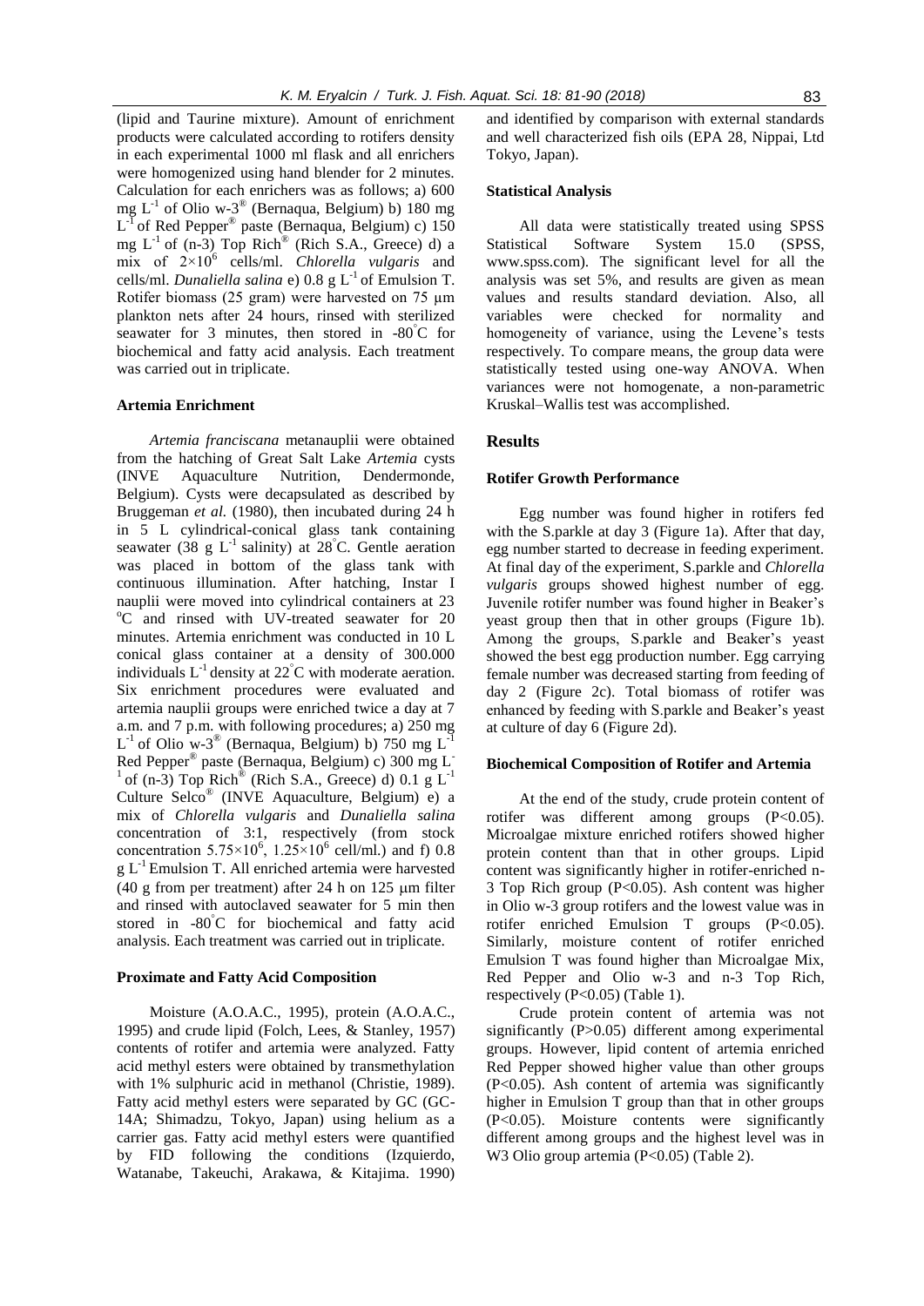(lipid and Taurine mixture). Amount of enrichment products were calculated according to rotifers density in each experimental 1000 ml flask and all enrichers were homogenized using hand blender for 2 minutes. Calculation for each enrichers was as follows; a) 600 mg $L^{-1}$ of Olio w-3® (Bernaqua, Belgium) b) 180 mg $L^{-1}$ of Red Pepper® paste (Bernaqua, Belgium) c) 150 mg $L^{-1}$ of (n-3) Top Rich® (Rich S.A., Greece) d) a mix of $2\times10^{6}$ cells/ml. *Chlorella vulgaris* and cells/ml. *Dunaliella salina* e) 0.8 g $L^{-1}$ of Emulsion T. Rotifer biomass (25 gram) were harvested on 75 µm plankton nets after 24 hours, rinsed with sterilized seawater for 3 minutes, then stored in -80°C for biochemical and fatty acid analysis. Each treatment was carried out in triplicate.

### Artemia Enrichment

*Artemia franciscana* metanauplii were obtained from the hatching of Great Salt Lake *Artemia* cysts (INVE Aquaculture Nutrition, Dendermonde, Belgium). Cysts were decapsulated as described by Bruggeman *et al.* (1980), then incubated during 24 h in 5 L cylindrical-conical glass tank containing seawater (38 g $L^{-1}$ salinity) at 28°C. Gentle aeration was placed in bottom of the glass tank with continuous illumination. After hatching, Instar I nauplii were moved into cylindrical containers at 23 °C and rinsed with UV-treated seawater for 20 minutes. Artemia enrichment was conducted in 10 L conical glass container at a density of 300.000 individuals $L^{-1}$ density at 22°C with moderate aeration. Six enrichment procedures were evaluated and artemia nauplii groups were enriched twice a day at 7 a.m. and 7 p.m. with following procedures; a) 250 mg $L^{-1}$ of Olio w-3® (Bernaqua, Belgium) b) 750 mg $L^{-1}$ Red Pepper® paste (Bernaqua, Belgium) c) 300 mg $L^{-1}$ of (n-3) Top Rich® (Rich S.A., Greece) d) 0.1 g $L^{-1}$ Culture Selco® (INVE Aquaculture, Belgium) e) a mix of *Chlorella vulgaris* and *Dunaliella salina* concentration of 3:1, respectively (from stock concentration $5.75\times10^{6}$, $1.25\times10^{6}$ cell/ml.) and f) 0.8 g $L^{-1}$ Emulsion T. All enriched artemia were harvested (40 g from per treatment) after 24 h on 125 µm filter and rinsed with autoclaved seawater for 5 min then stored in -80°C for biochemical and fatty acid analysis. Each treatment was carried out in triplicate.

### Proximate and Fatty Acid Composition

Moisture (A.O.A.C., 1995), protein (A.O.A.C., 1995) and crude lipid (Folch, Lees, & Stanley, 1957) contents of rotifer and artemia were analyzed. Fatty acid methyl esters were obtained by transmethylation with 1% sulphuric acid in methanol (Christie, 1989). Fatty acid methyl esters were separated by GC (GC-14A; Shimadzu, Tokyo, Japan) using helium as a carrier gas. Fatty acid methyl esters were quantified by FID following the conditions (Izquierdo, Watanabe, Takeuchi, Arakawa, & Kitajima. 1990) and identified by comparison with external standards and well characterized fish oils (EPA 28, Nippai, Ltd Tokyo, Japan).

### Statistical Analysis

All data were statistically treated using SPSS Statistical Software System 15.0 (SPSS, www.spss.com). The significant level for all the analysis was set 5%, and results are given as mean values and results standard deviation. Also, all variables were checked for normality and homogeneity of variance, using the Levene's tests respectively. To compare means, the group data were statistically tested using one-way ANOVA. When variances were not homogenate, a non-parametric Kruskal–Wallis test was accomplished.

## Results

### Rotifer Growth Performance

Egg number was found higher in rotifers fed with the S.parkle at day 3 (Figure 1a). After that day, egg number started to decrease in feeding experiment. At final day of the experiment, S.parkle and *Chlorella vulgaris* groups showed highest number of egg. Juvenile rotifer number was found higher in Beaker's yeast group then that in other groups (Figure 1b). Among the groups, S.parkle and Beaker's yeast showed the best egg production number. Egg carrying female number was decreased starting from feeding of day 2 (Figure 2c). Total biomass of rotifer was enhanced by feeding with S.parkle and Beaker's yeast at culture of day 6 (Figure 2d).

### Biochemical Composition of Rotifer and Artemia

At the end of the study, crude protein content of rotifer was different among groups ($P<0.05$). Microalgae mixture enriched rotifers showed higher protein content than that in other groups. Lipid content was significantly higher in rotifer-enriched n-3 Top Rich group ($P<0.05$). Ash content was higher in Olio w-3 group rotifers and the lowest value was in rotifer enriched Emulsion T groups ($P<0.05$). Similarly, moisture content of rotifer enriched Emulsion T was found higher than Microalgae Mix, Red Pepper and Olio w-3 and n-3 Top Rich, respectively ($P<0.05$) (Table 1).

Crude protein content of artemia was not significantly ($P>0.05$) different among experimental groups. However, lipid content of artemia enriched Red Pepper showed higher value than other groups ($P<0.05$). Ash content of artemia was significantly higher in Emulsion T group than that in other groups ($P<0.05$). Moisture contents were significantly different among groups and the highest level was in W3 Olio group artemia ($P<0.05$) (Table 2).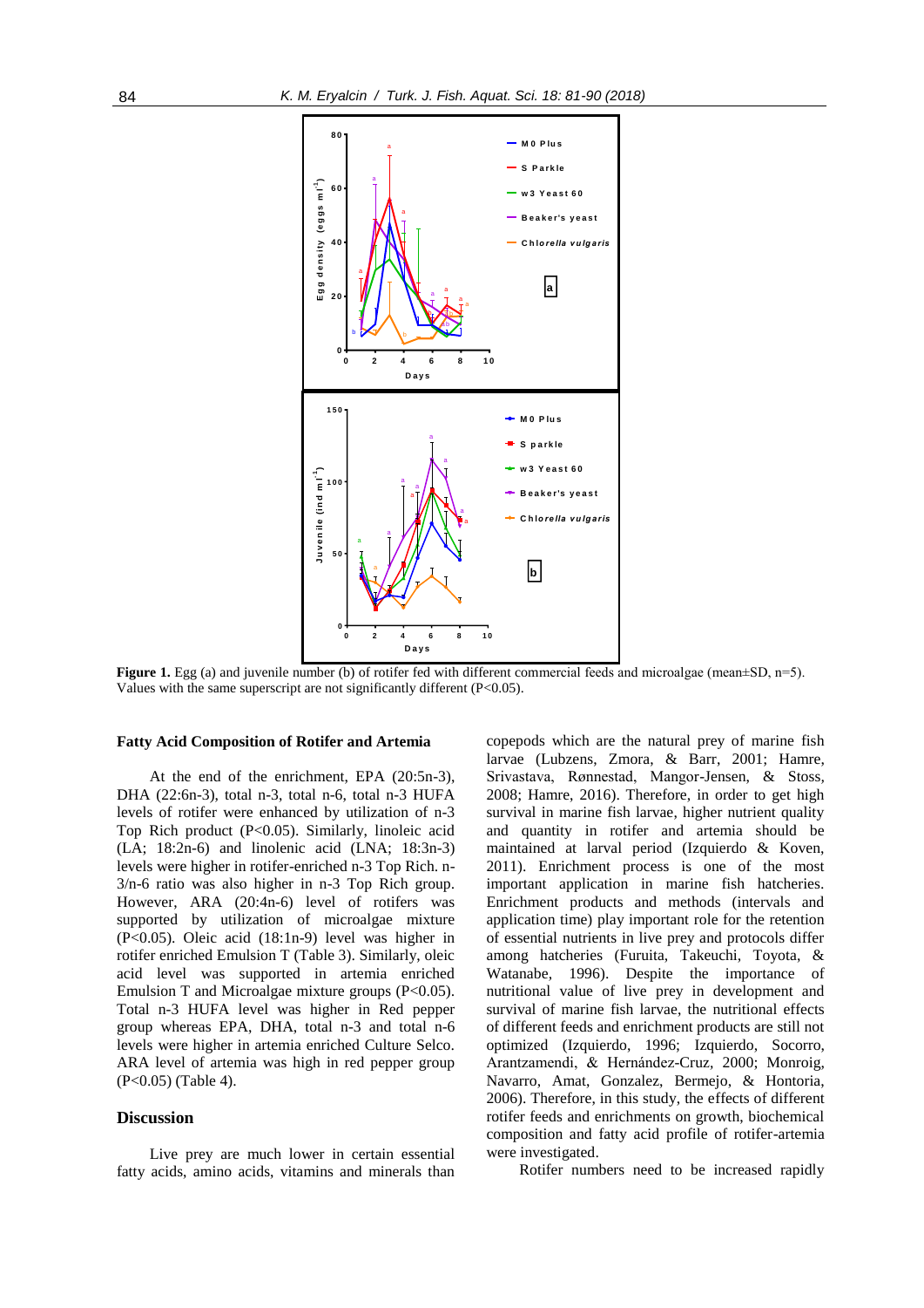**Figure 1.** Egg (a) and juvenile number (b) of rotifer fed with different commercial feeds and microalgae (mean±SD, n=5). Values with the same superscript are not significantly different (P<0.05).

### Fatty Acid Composition of Rotifer and Artemia

At the end of the enrichment, EPA (20:5n-3), DHA (22:6n-3), total n-3, total n-6, total n-3 HUFA levels of rotifer were enhanced by utilization of n-3 Top Rich product (P<0.05). Similarly, linoleic acid (LA; 18:2n-6) and linolenic acid (LNA; 18:3n-3) levels were higher in rotifer-enriched n-3 Top Rich. n-3/n-6 ratio was also higher in n-3 Top Rich group. However, ARA (20:4n-6) level of rotifers was supported by utilization of microalgae mixture (P<0.05). Oleic acid (18:1n-9) level was higher in rotifer enriched Emulsion T (Table 3). Similarly, oleic acid level was supported in artemia enriched Emulsion T and Microalgae mixture groups (P<0.05). Total n-3 HUFA level was higher in Red pepper group whereas EPA, DHA, total n-3 and total n-6 levels were higher in artemia enriched Culture Selco. ARA level of artemia was high in red pepper group (P<0.05) (Table 4).

## Discussion

Live prey are much lower in certain essential fatty acids, amino acids, vitamins and minerals than copepods which are the natural prey of marine fish larvae (Lubzens, Zmora, & Barr, 2001; Hamre, Srivastava, Rønnestad, Mangor-Jensen, & Stoss, 2008; Hamre, 2016). Therefore, in order to get high survival in marine fish larvae, higher nutrient quality and quantity in rotifer and artemia should be maintained at larval period (Izquierdo & Koven, 2011). Enrichment process is one of the most important application in marine fish hatcheries. Enrichment products and methods (intervals and application time) play important role for the retention of essential nutrients in live prey and protocols differ among hatcheries (Furuita, Takeuchi, Toyota, & Watanabe, 1996). Despite the importance of nutritional value of live prey in development and survival of marine fish larvae, the nutritional effects of different feeds and enrichment products are still not optimized (Izquierdo, 1996; Izquierdo, Socorro, Arantzamendi, & Hernández-Cruz, 2000; Monroig, Navarro, Amat, Gonzalez, Bermejo, & Hontoria, 2006). Therefore, in this study, the effects of different rotifer feeds and enrichments on growth, biochemical composition and fatty acid profile of rotifer-artemia were investigated.

Rotifer numbers need to be increased rapidly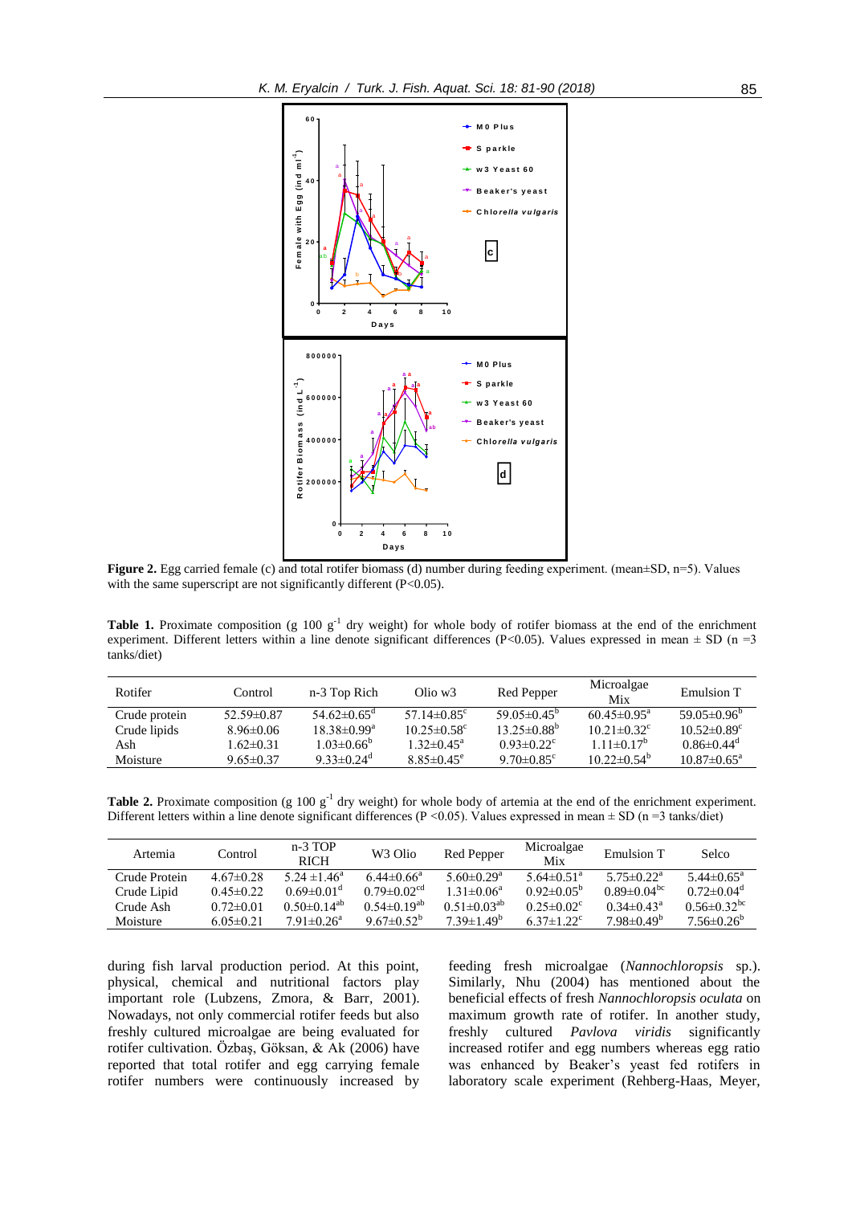**Figure 2.** Egg carried female (c) and total rotifer biomass (d) number during feeding experiment. (mean±SD, n=5). Values with the same superscript are not significantly different (P<0.05).

**Table 1.** Proximate composition (g 100 $g^{-1}$ dry weight) for whole body of rotifer biomass at the end of the enrichment experiment. Different letters within a line denote significant differences (P<0.05). Values expressed in mean ± SD (n =3 tanks/diet)

| Rotifer | Control | n-3 Top Rich | Olio w3 | Red Pepper | Microalgae Mix | Emulsion T |
|---|---|---|---|---|---|---|
| Crude protein | 52.59±0.87 | 54.62±0.65[d] | 57.14±0.85[c] | 59.05±0.45[b] | 60.45±0.95[a] | 59.05±0.96[b] |
| Crude lipids | 8.96±0.06 | 18.38±0.99[a] | 10.25±0.58[c] | 13.25±0.88[b] | 10.21±0.32[c] | 10.52±0.89[c] |
| Ash | 1.62±0.31 | 1.03±0.66[b] | 1.32±0.45[a] | 0.93±0.22[c] | 1.11±0.17[b] | 0.86±0.44[d] |
| Moisture | 9.65±0.37 | 9.33±0.24[d] | 8.85±0.45[e] | 9.70±0.85[c] | 10.22±0.54[b] | 10.87±0.65[a] |

**Table 2.** Proximate composition (g 100 $g^{-1}$ dry weight) for whole body of artemia at the end of the enrichment experiment. Different letters within a line denote significant differences (P <0.05). Values expressed in mean ± SD (n =3 tanks/diet)

| Artemia | Control | n-3 TOP RICH | W3 Olio | Red Pepper | Microalgae Mix | Emulsion T | Selco |
|---|---|---|---|---|---|---|---|
| Crude Protein | 4.67±0.28 | 5.24 ±1.46[a] | 6.44±0.66[a] | 5.60±0.29[a] | 5.64±0.51[a] | 5.75±0.22[a] | 5.44±0.65[a] |
| Crude Lipid | 0.45±0.22 | 0.69±0.01[d] | 0.79±0.02[cd] | 1.31±0.06[a] | 0.92±0.05[b] | 0.89±0.04[bc] | 0.72±0.04[d] |
| Crude Ash | 0.72±0.01 | 0.50±0.14[ab] | 0.54±0.19[ab] | 0.51±0.03[ab] | 0.25±0.02[c] | 0.34±0.43[a] | 0.56±0.32[bc] |
| Moisture | 6.05±0.21 | 7.91±0.26[a] | 9.67±0.52[b] | 7.39±1.49[b] | 6.37±1.22[c] | 7.98±0.49[b] | 7.56±0.26[b] |

during fish larval production period. At this point, physical, chemical and nutritional factors play important role (Lubzens, Zmora, & Barr, 2001). Nowadays, not only commercial rotifer feeds but also freshly cultured microalgae are being evaluated for rotifer cultivation. Özbaş, Göksan, & Ak (2006) have reported that total rotifer and egg carrying female rotifer numbers were continuously increased by feeding fresh microalgae (*Nannochloropsis* sp.). Similarly, Nhu (2004) has mentioned about the beneficial effects of fresh *Nannochloropsis oculata* on maximum growth rate of rotifer. In another study, freshly cultured *Pavlova viridis* significantly increased rotifer and egg numbers whereas egg ratio was enhanced by Beaker's yeast fed rotifers in laboratory scale experiment (Rehberg-Haas, Meyer,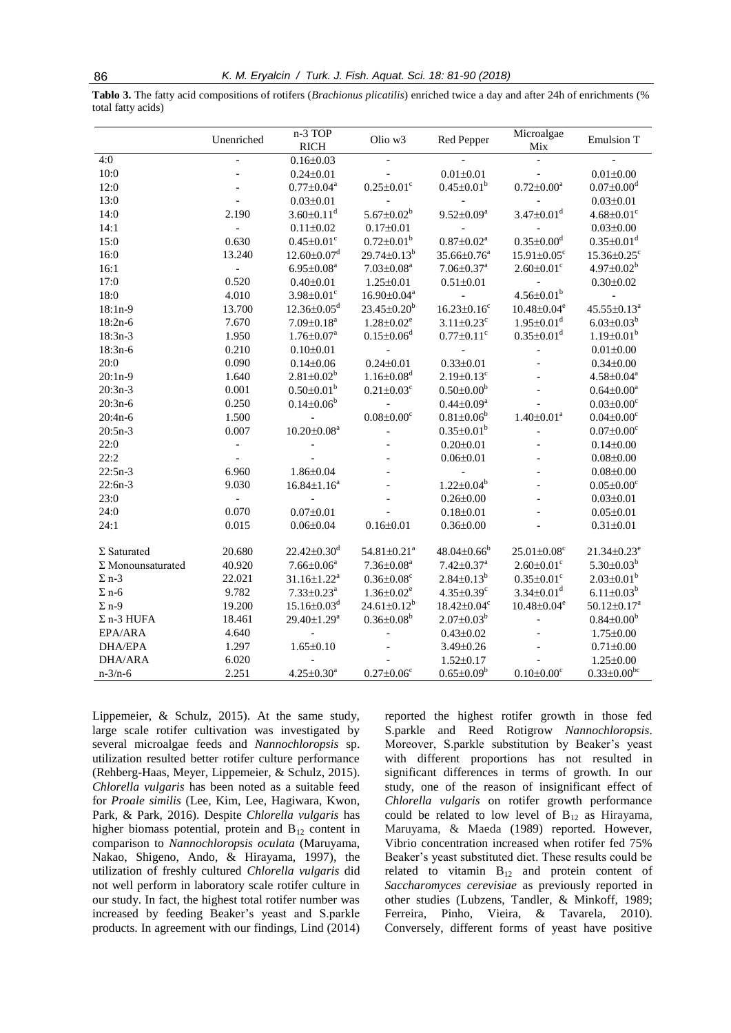**Tablo 3.** The fatty acid compositions of rotifers (*Brachionus plicatilis*) enriched twice a day and after 24h of enrichments (% total fatty acids)

| | Unenriched | n-3 TOP RICH | Olio w3 | Red Pepper | Microalgae Mix | Emulsion T |
|---|---|---|---|---|---|---|
| 4:0 | - | 0.16±0.03 | - | - | - | - |
| 10:0 | - | 0.24±0.01 | - | 0.01±0.01 | - | 0.01±0.00 |
| 12:0 | - | 0.77±0.04$^a$ | 0.25±0.01$^c$ | 0.45±0.01$^b$ | 0.72±0.00$^a$ | 0.07±0.00$^d$ |
| 13:0 | - | 0.03±0.01 | - | - | - | 0.03±0.01 |
| 14:0 | 2.190 | 3.60±0.11$^d$ | 5.67±0.02$^b$ | 9.52±0.09$^a$ | 3.47±0.01$^d$ | 4.68±0.01$^c$ |
| 14:1 | - | 0.11±0.02 | 0.17±0.01 | - | - | 0.03±0.00 |
| 15:0 | 0.630 | 0.45±0.01$^c$ | 0.72±0.01$^b$ | 0.87±0.02$^a$ | 0.35±0.00$^d$ | 0.35±0.01$^d$ |
| 16:0 | 13.240 | 12.60±0.07$^d$ | 29.74±0.13$^b$ | 35.66±0.76$^a$ | 15.91±0.05$^c$ | 15.36±0.25$^c$ |
| 16:1 | - | 6.95±0.08$^a$ | 7.03±0.08$^a$ | 7.06±0.37$^a$ | 2.60±0.01$^c$ | 4.97±0.02$^b$ |
| 17:0 | 0.520 | 0.40±0.01 | 1.25±0.01 | 0.51±0.01 | - | 0.30±0.02 |
| 18:0 | 4.010 | 3.98±0.01$^c$ | 16.90±0.04$^a$ | - | 4.56±0.01$^b$ | - |
| 18:1n-9 | 13.700 | 12.36±0.05$^d$ | 23.45±0.20$^b$ | 16.23±0.16$^c$ | 10.48±0.04$^e$ | 45.55±0.13$^a$ |
| 18:2n-6 | 7.670 | 7.09±0.18$^a$ | 1.28±0.02$^e$ | 3.11±0.23$^c$ | 1.95±0.01$^d$ | 6.03±0.03$^b$ |
| 18:3n-3 | 1.950 | 1.76±0.07$^a$ | 0.15±0.06$^d$ | 0.77±0.11$^c$ | 0.35±0.01$^d$ | 1.19±0.01$^b$ |
| 18:3n-6 | 0.210 | 0.10±0.01 | - | - | - | 0.01±0.00 |
| 20:0 | 0.090 | 0.14±0.06 | 0.24±0.01 | 0.33±0.01 | - | 0.34±0.00 |
| 20:1n-9 | 1.640 | 2.81±0.02$^b$ | 1.16±0.08$^d$ | 2.19±0.13$^c$ | - | 4.58±0.04$^a$ |
| 20:3n-3 | 0.001 | 0.50±0.01$^b$ | 0.21±0.03$^c$ | 0.50±0.00$^b$ | - | 0.64±0.00$^a$ |
| 20:3n-6 | 0.250 | 0.14±0.06$^b$ | - | 0.44±0.09$^a$ | - | 0.03±0.00$^c$ |
| 20:4n-6 | 1.500 | - | 0.08±0.00$^c$ | 0.81±0.06$^b$ | 1.40±0.01$^a$ | 0.04±0.00$^c$ |
| 20:5n-3 | 0.007 | 10.20±0.08$^a$ | - | 0.35±0.01$^b$ | - | 0.07±0.00$^c$ |
| 22:0 | - | - | - | 0.20±0.01 | - | 0.14±0.00 |
| 22:2 | - | - | - | 0.06±0.01 | - | 0.08±0.00 |
| 22:5n-3 | 6.960 | 1.86±0.04 | - | - | - | 0.08±0.00 |
| 22:6n-3 | 9.030 | 16.84±1.16$^a$ | - | 1.22±0.04$^b$ | - | 0.05±0.00$^c$ |
| 23:0 | - | - | - | 0.26±0.00 | - | 0.03±0.01 |
| 24:0 | 0.070 | 0.07±0.01 | - | 0.18±0.01 | - | 0.05±0.01 |
| 24:1 | 0.015 | 0.06±0.04 | 0.16±0.01 | 0.36±0.00 | - | 0.31±0.01 |
| Σ Saturated | 20.680 | 22.42±0.30$^d$ | 54.81±0.21$^a$ | 48.04±0.66$^b$ | 25.01±0.08$^c$ | 21.34±0.23$^e$ |
| Σ Monounsaturated | 40.920 | 7.66±0.06$^a$ | 7.36±0.08$^a$ | 7.42±0.37$^a$ | 2.60±0.01$^c$ | 5.30±0.03$^b$ |
| Σ n-3 | 22.021 | 31.16±1.22$^a$ | 0.36±0.08$^c$ | 2.84±0.13$^b$ | 0.35±0.01$^c$ | 2.03±0.01$^b$ |
| Σ n-6 | 9.782 | 7.33±0.23$^a$ | 1.36±0.02$^e$ | 4.35±0.39$^c$ | 3.34±0.01$^d$ | 6.11±0.03$^b$ |
| Σ n-9 | 19.200 | 15.16±0.03$^d$ | 24.61±0.12$^b$ | 18.42±0.04$^c$ | 10.48±0.04$^e$ | 50.12±0.17$^a$ |
| Σ n-3 HUFA | 18.461 | 29.40±1.29$^a$ | 0.36±0.08$^b$ | 2.07±0.03$^b$ | - | 0.84±0.00$^b$ |
| EPA/ARA | 4.640 | - | - | 0.43±0.02 | - | 1.75±0.00 |
| DHA/EPA | 1.297 | 1.65±0.10 | - | 3.49±0.26 | - | 0.71±0.00 |
| DHA/ARA | 6.020 | - | - | 1.52±0.17 | - | 1.25±0.00 |
| n-3/n-6 | 2.251 | 4.25±0.30$^a$ | 0.27±0.06$^c$ | 0.65±0.09$^b$ | 0.10±0.00$^c$ | 0.33±0.00$^{bc}$ |

Lippemeier, & Schulz, 2015). At the same study, large scale rotifer cultivation was investigated by several microalgae feeds and *Nannochloropsis* sp. utilization resulted better rotifer culture performance (Rehberg-Haas, Meyer, Lippemeier, & Schulz, 2015). *Chlorella vulgaris* has been noted as a suitable feed for *Proale similis* (Lee, Kim, Lee, Hagiwara, Kwon, Park, & Park, 2016). Despite *Chlorella vulgaris* has higher biomass potential, protein and $B_{12}$ content in comparison to *Nannochloropsis oculata* (Maruyama, Nakao, Shigeno, Ando, & Hirayama, 1997), the utilization of freshly cultured *Chlorella vulgaris* did not well perform in laboratory scale rotifer culture in our study. In fact, the highest total rotifer number was increased by feeding Beaker's yeast and S.parkle products. In agreement with our findings, Lind (2014) reported the highest rotifer growth in those fed S.parkle and Reed Rotigrow *Nannochloropsis*. Moreover, S.parkle substitution by Beaker's yeast with different proportions has not resulted in significant differences in terms of growth. In our study, one of the reason of insignificant effect of *Chlorella vulgaris* on rotifer growth performance could be related to low level of $B_{12}$ as Hirayama, Maruyama, & Maeda (1989) reported. However, Vibrio concentration increased when rotifer fed 75% Beaker's yeast substituted diet. These results could be related to vitamin $B_{12}$ and protein content of *Saccharomyces cerevisiae* as previously reported in other studies (Lubzens, Tandler, & Minkoff, 1989; Ferreira, Pinho, Vieira, & Tavarela, 2010). Conversely, different forms of yeast have positive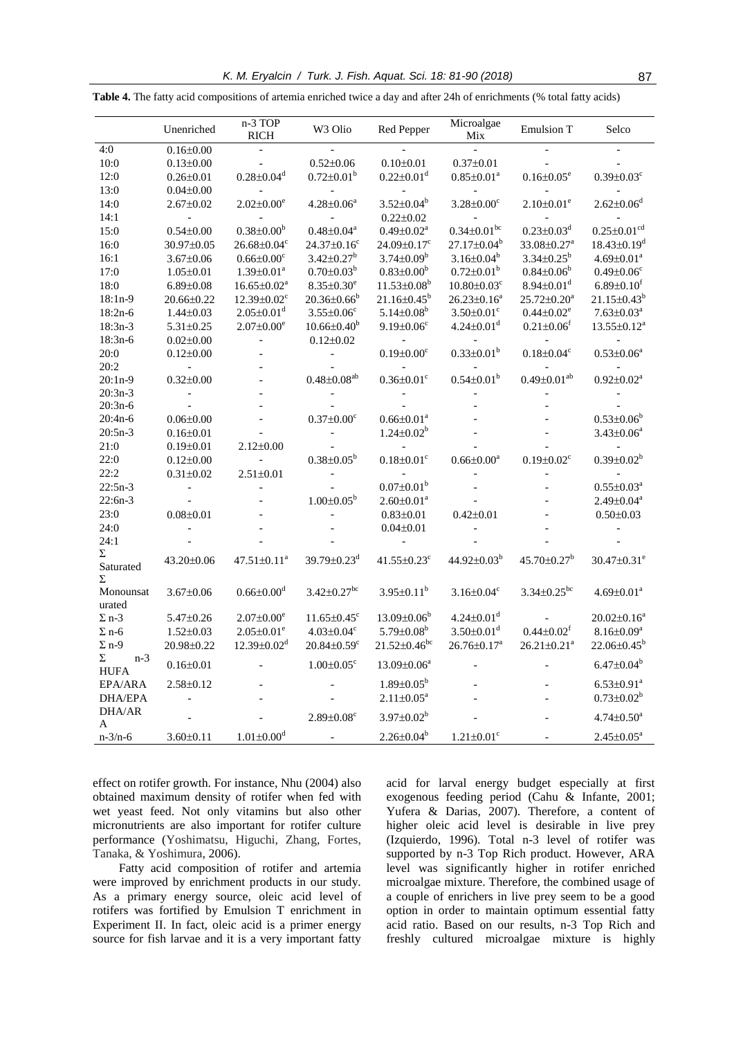**Table 4.** The fatty acid compositions of artemia enriched twice a day and after 24h of enrichments (% total fatty acids)

| | Unenriched | n-3 TOP RICH | W3 Olio | Red Pepper | Microalgae Mix | Emulsion T | Selco |
|---|---|---|---|---|---|---|---|
| 4:0 | 0.16±0.00 | - | - | - | - | - | - |
| 10:0 | 0.13±0.00 | - | 0.52±0.06 | 0.10±0.01 | 0.37±0.01 | - | - |
| 12:0 | 0.26±0.01 | 0.28±0.04[d] | 0.72±0.01[b] | 0.22±0.01[d] | 0.85±0.01[a] | 0.16±0.05[e] | 0.39±0.03[c] |
| 13:0 | 0.04±0.00 | - | - | - | - | - | - |
| 14:0 | 2.67±0.02 | 2.02±0.00[e] | 4.28±0.06[a] | 3.52±0.04[b] | 3.28±0.00[c] | 2.10±0.01[e] | 2.62±0.06[d] |
| 14:1 | - | - | - | 0.22±0.02 | - | - | - |
| 15:0 | 0.54±0.00 | 0.38±0.00[b] | 0.48±0.04[a] | 0.49±0.02[a] | 0.34±0.01[bc] | 0.23±0.03[d] | 0.25±0.01[cd] |
| 16:0 | 30.97±0.05 | 26.68±0.04[c] | 24.37±0.16[c] | 24.09±0.17[c] | 27.17±0.04[b] | 33.08±0.27[a] | 18.43±0.19[d] |
| 16:1 | 3.67±0.06 | 0.66±0.00[c] | 3.42±0.27[b] | 3.74±0.09[b] | 3.16±0.04[b] | 3.34±0.25[b] | 4.69±0.01[a] |
| 17:0 | 1.05±0.01 | 1.39±0.01[a] | 0.70±0.03[b] | 0.83±0.00[b] | 0.72±0.01[b] | 0.84±0.06[b] | 0.49±0.06[c] |
| 18:0 | 6.89±0.08 | 16.65±0.02[a] | 8.35±0.30[e] | 11.53±0.08[b] | 10.80±0.03[c] | 8.94±0.01[d] | 6.89±0.10[f] |
| 18:1n-9 | 20.66±0.22 | 12.39±0.02[c] | 20.36±0.66[b] | 21.16±0.45[b] | 26.23±0.16[a] | 25.72±0.20[a] | 21.15±0.43[b] |
| 18:2n-6 | 1.44±0.03 | 2.05±0.01[d] | 3.55±0.06[c] | 5.14±0.08[b] | 3.50±0.01[c] | 0.44±0.02[e] | 7.63±0.03[a] |
| 18:3n-3 | 5.31±0.25 | 2.07±0.00[e] | 10.66±0.40[b] | 9.19±0.06[c] | 4.24±0.01[d] | 0.21±0.06[f] | 13.55±0.12[a] |
| 18:3n-6 | 0.02±0.00 | - | 0.12±0.02 | - | - | - | - |
| 20:0 | 0.12±0.00 | - | - | 0.19±0.00[c] | 0.33±0.01[b] | 0.18±0.04[c] | 0.53±0.06[a] |
| 20:2 | - | - | - | - | - | - | - |
| 20:1n-9 | 0.32±0.00 | - | 0.48±0.08[ab] | 0.36±0.01[c] | 0.54±0.01[b] | 0.49±0.01[ab] | 0.92±0.02[a] |
| 20:3n-3 | - | - | - | - | - | - | - |
| 20:3n-6 | - | - | - | - | - | - | - |
| 20:4n-6 | 0.06±0.00 | - | 0.37±0.00[c] | 0.66±0.01[a] | - | - | 0.53±0.06[b] |
| 20:5n-3 | 0.16±0.01 | - | - | 1.24±0.02[b] | - | - | 3.43±0.06[a] |
| 21:0 | 0.19±0.01 | 2.12±0.00 | - | - | - | - | - |
| 22:0 | 0.12±0.00 | - | 0.38±0.05[b] | 0.18±0.01[c] | 0.66±0.00[a] | 0.19±0.02[c] | 0.39±0.02[b] |
| 22:2 | 0.31±0.02 | 2.51±0.01 | - | - | - | - | - |
| 22:5n-3 | - | - | - | 0.07±0.01[b] | - | - | 0.55±0.03[a] |
| 22:6n-3 | - | - | 1.00±0.05[b] | 2.60±0.01[a] | - | - | 2.49±0.04[a] |
| 23:0 | 0.08±0.01 | - | - | 0.83±0.01 | 0.42±0.01 | - | 0.50±0.03 |
| 24:0 | - | - | - | 0.04±0.01 | - | - | - |
| 24:1 | - | - | - | - | - | - | - |
| Σ Saturated | 43.20±0.06 | 47.51±0.11[a] | 39.79±0.23[d] | 41.55±0.23[c] | 44.92±0.03[b] | 45.70±0.27[b] | 30.47±0.31[e] |
| Σ Monounsaturated | 3.67±0.06 | 0.66±0.00[d] | 3.42±0.27[bc] | 3.95±0.11[b] | 3.16±0.04[c] | 3.34±0.25[bc] | 4.69±0.01[a] |
| Σ n-3 | 5.47±0.26 | 2.07±0.00[e] | 11.65±0.45[c] | 13.09±0.06[b] | 4.24±0.01[d] | - | 20.02±0.16[a] |
| Σ n-6 | 1.52±0.03 | 2.05±0.01[e] | 4.03±0.04[c] | 5.79±0.08[b] | 3.50±0.01[d] | 0.44±0.02[f] | 8.16±0.09[a] |
| Σ n-9 | 20.98±0.22 | 12.39±0.02[d] | 20.84±0.59[c] | 21.52±0.46[bc] | 26.76±0.17[a] | 26.21±0.21[a] | 22.06±0.45[b] |
| Σ n-3 HUFA | 0.16±0.01 | - | 1.00±0.05[c] | 13.09±0.06[a] | - | - | 6.47±0.04[b] |
| EPA/ARA | 2.58±0.12 | - | - | 1.89±0.05[b] | - | - | 6.53±0.91[a] |
| DHA/EPA | - | - | - | 2.11±0.05[a] | - | - | 0.73±0.02[b] |
| DHA/ARA | - | - | 2.89±0.08[c] | 3.97±0.02[b] | - | - | 4.74±0.50[a] |
| n-3/n-6 | 3.60±0.11 | 1.01±0.00[d] | - | 2.26±0.04[b] | 1.21±0.01[c] | - | 2.45±0.05[a] |

effect on rotifer growth. For instance, Nhu (2004) also obtained maximum density of rotifer when fed with wet yeast feed. Not only vitamins but also other micronutrients are also important for rotifer culture performance (Yoshimatsu, Higuchi, Zhang, Fortes, Tanaka, & Yoshimura, 2006).

Fatty acid composition of rotifer and artemia were improved by enrichment products in our study. As a primary energy source, oleic acid level of rotifers was fortified by Emulsion T enrichment in Experiment II. In fact, oleic acid is a primer energy source for fish larvae and it is a very important fatty acid for larval energy budget especially at first exogenous feeding period (Cahu & Infante, 2001; Yufera & Darias, 2007). Therefore, a content of higher oleic acid level is desirable in live prey (Izquierdo, 1996). Total n-3 level of rotifer was supported by n-3 Top Rich product. However, ARA level was significantly higher in rotifer enriched microalgae mixture. Therefore, the combined usage of a couple of enrichers in live prey seem to be a good option in order to maintain optimum essential fatty acid ratio. Based on our results, n-3 Top Rich and freshly cultured microalgae mixture is highly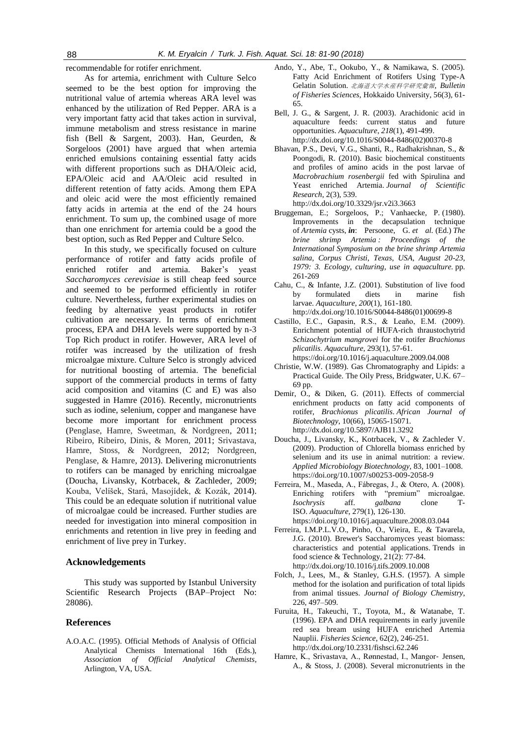recommendable for rotifer enrichment.

As for artemia, enrichment with Culture Selco seemed to be the best option for improving the nutritional value of artemia whereas ARA level was enhanced by the utilization of Red Pepper. ARA is a very important fatty acid that takes action in survival, immune metabolism and stress resistance in marine fish (Bell & Sargent, 2003). Han, Geurden, & Sorgeloos (2001) have argued that when artemia enriched emulsions containing essential fatty acids with different proportions such as DHA/Oleic acid, EPA/Oleic acid and AA/Oleic acid resulted in different retention of fatty acids. Among them EPA and oleic acid were the most efficiently remained fatty acids in artemia at the end of the 24 hours enrichment. To sum up, the combined usage of more than one enrichment for artemia could be a good the best option, such as Red Pepper and Culture Selco.

In this study, we specifically focused on culture performance of rotifer and fatty acids profile of enriched rotifer and artemia. Baker's yeast *Saccharomyces cerevisiae* is still cheap feed source and seemed to be performed efficiently in rotifer culture. Nevertheless, further experimental studies on feeding by alternative yeast products in rotifer cultivation are necessary. In terms of enrichment process, EPA and DHA levels were supported by n-3 Top Rich product in rotifer. However, ARA level of rotifer was increased by the utilization of fresh microalgae mixture. Culture Selco is strongly adviced for nutritional boosting of artemia. The beneficial support of the commercial products in terms of fatty acid composition and vitamins (C and E) was also suggested in Hamre (2016). Recently, micronutrients such as iodine, selenium, copper and manganese have become more important for enrichment process (Penglase, Hamre, Sweetman, & Nordgreen, 2011; Ribeiro, Ribeiro, Dinis, & Moren, 2011; Srivastava, Hamre, Stoss, & Nordgreen, 2012; Nordgreen, Penglase, & Hamre, 2013). Delivering micronutrients to rotifers can be managed by enriching microalgae (Doucha, Livansky, Kotrbacek, & Zachleder, 2009; Kouba, Velíšek, Stará, Masojídek, & Kozák, 2014). This could be an edequate solution if nutritional value of microalgae could be increased. Further studies are needed for investigation into mineral composition in enrichments and retention in live prey in feeding and enrichment of live prey in Turkey.

## Acknowledgements

This study was supported by Istanbul University Scientific Research Projects (BAP–Project No: 28086).

## References

A.O.A.C. (1995). Official Methods of Analysis of Official Analytical Chemists International 16th (Eds.), *Association of Official Analytical Chemists*, Arlington, VA, USA.

Ando, Y., Abe, T., Ookubo, Y., & Namikawa, S. (2005). Fatty Acid Enrichment of Rotifers Using Type-A Gelatin Solution. *北海道大学水産科学研究彙報*, *Bulletin of Fisheries Sciences*, Hokkaido University, 56(3), 61-65.

Bell, J. G., & Sargent, J. R. (2003). Arachidonic acid in aquaculture feeds: current status and future opportunities. *Aquaculture*, *218*(1), 491-499. http://dx.doi.org/10.1016/S0044-8486(02)00370-8

Bhavan, P.S., Devi, V.G., Shanti, R., Radhakrishnan, S., & Poongodi, R. (2010). Basic biochemical constituents and profiles of amino acids in the post larvae of *Macrobrachium rosenbergii* fed with Spirulina and Yeast enriched Artemia. *Journal of Scientific Research*, 2(3), 539. http://dx.doi.org/10.3329/jsr.v2i3.3663

Bruggeman, E.; Sorgeloos, P.; Vanhaecke, P. (1980). Improvements in the decapsulation technique of *Artemia* cysts, ***in***: Persoone, G. *et al.* (Ed.) *The brine shrimp Artemia : Proceedings of the International Symposium on the brine shrimp Artemia salina, Corpus Christi, Texas, USA, August 20-23, 1979: 3. Ecology, culturing, use in aquaculture.* pp. 261-269

Cahu, C., & Infante, J.Z. (2001). Substitution of live food by formulated diets in marine fish larvae. *Aquaculture*, *200*(1), 161-180. http://dx.doi.org/10.1016/S0044-8486(01)00699-8

Castillo, E.C., Gapasin, R.S., & Leaño, E.M. (2009). Enrichment potential of HUFA-rich thraustochytrid *Schizochytrium mangrovei* for the rotifer *Brachionus plicatilis*. *Aquaculture*, 293(1), 57-61. https://doi.org/10.1016/j.aquaculture.2009.04.008

Christie, W.W. (1989). Gas Chromatography and Lipids: a Practical Guide. The Oily Press, Bridgwater, U.K. 67–69 pp.

Demir, O., & Diken, G. (2011). Effects of commercial enrichment products on fatty acid components of rotifer, *Brachionus plicatilis*. *African Journal of Biotechnology*, 10(66), 15065-15071. http://dx.doi.org/10.5897/AJB11.3292

Doucha, J., Livansky, K., Kotrbacek, V., & Zachleder V. (2009). Production of Chlorella biomass enriched by selenium and its use in animal nutrition: a review. *Applied Microbiology Biotechnology*, 83, 1001–1008. https://doi.org/10.1007/s00253-009-2058-9

Ferreira, M., Maseda, A., Fábregas, J., & Otero, A. (2008). Enriching rotifers with "premium" microalgae. *Isochrysis* aff. *galbana* clone T-ISO. *Aquaculture*, 279(1), 126-130. https://doi.org/10.1016/j.aquaculture.2008.03.044

Ferreira, I.M.P.L.V.O., Pinho, O., Vieira, E., & Tavarela, J.G. (2010). Brewer's Saccharomyces yeast biomass: characteristics and potential applications. Trends in food science & Technology, 21(2): 77-84. http://dx.doi.org/10.1016/j.tifs.2009.10.008

Folch, J., Lees, M., & Stanley, G.H.S. (1957). A simple method for the isolation and purification of total lipids from animal tissues. *Journal of Biology Chemistry*, 226, 497–509.

Furuita, H., Takeuchi, T., Toyota, M., & Watanabe, T. (1996). EPA and DHA requirements in early juvenile red sea bream using HUFA enriched Artemia Nauplii. *Fisheries Science*, 62(2), 246-251. http://dx.doi.org/10.2331/fishsci.62.246

Hamre, K., Srivastava, A., Rønnestad, I., Mangor- Jensen, A., & Stoss, J. (2008). Several micronutrients in the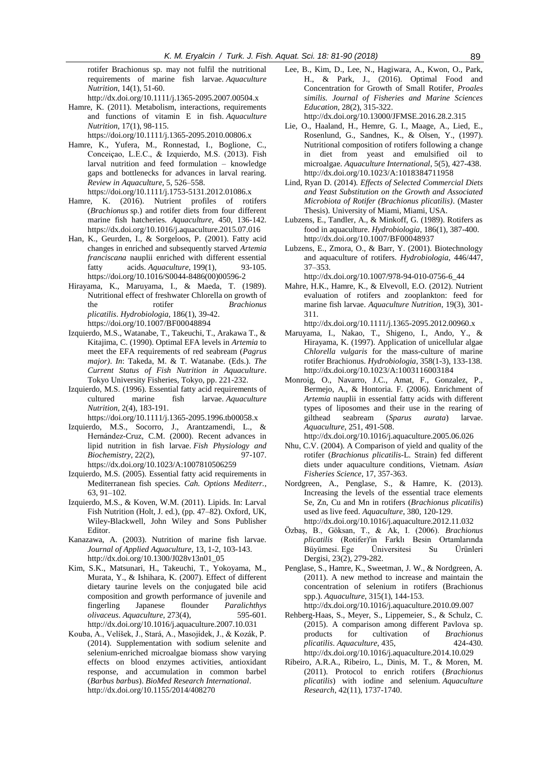rotifer Brachionus sp. may not fulfil the nutritional requirements of marine fish larvae. *Aquaculture Nutrition*, 14(1), 51-60. http://dx.doi.org/10.1111/j.1365-2095.2007.00504.x

Hamre, K. (2011). Metabolism, interactions, requirements and functions of vitamin E in fish. *Aquaculture Nutrition*, 17(1), 98-115. https://doi.org/10.1111/j.1365-2095.2010.00806.x

Hamre, K., Yufera, M., Ronnestad, I., Boglione, C., Conceiçao, L.E.C., & Izquierdo, M.S. (2013). Fish larval nutrition and feed formulation – knowledge gaps and bottlenecks for advances in larval rearing. *Review in Aquaculture*, 5, 526–558. https://doi.org/10.1111/j.1753-5131.2012.01086.x

Hamre, K. (2016). Nutrient profiles of rotifers (*Brachionus* sp.) and rotifer diets from four different marine fish hatcheries. *Aquaculture*, 450, 136-142. https://dx.doi.org/10.1016/j.aquaculture.2015.07.016

Han, K., Geurden, I., & Sorgeloos, P. (2001). Fatty acid changes in enriched and subsequently starved *Artemia franciscana* nauplii enriched with different essential fatty acids. *Aquaculture*, 199(1), 93-105. https://doi.org/10.1016/S0044-8486(00)00596-2

Hirayama, K., Maruyama, I., & Maeda, T. (1989). Nutritional effect of freshwater Chlorella on growth of the rotifer *Brachionus plicatilis*. *Hydrobiologia*, 186(1), 39-42. https://doi.org/10.1007/BF00048894

Izquierdo, M.S., Watanabe, T., Takeuchi, T., Arakawa T., & Kitajima, C. (1990). Optimal EFA levels in *Artemia* to meet the EFA requirements of red seabream (*Pagrus major)*. *In*: Takeda, M. & T. Watanabe. (Eds.). *The Current Status of Fish Nutrition in Aquaculture*. Tokyo University Fisheries, Tokyo, pp. 221-232.

Izquierdo, M.S. (1996). Essential fatty acid requirements of cultured marine fish larvae. *Aquaculture Nutrition*, 2(4), 183-191. https://doi.org/10.1111/j.1365-2095.1996.tb00058.x

Izquierdo, M.S., Socorro, J., Arantzamendi, L., & Hernández-Cruz, C.M. (2000). Recent advances in lipid nutrition in fish larvae. *Fish Physiology and Biochemistry*, 22(2), 97-107. https://dx.doi.org/10.1023/A:1007810506259

Izquierdo, M.S. (2005). Essential fatty acid requirements in Mediterranean fish species. *Cah. Options Mediterr.*, 63, 91–102.

Izquierdo, M.S., & Koven, W.M. (2011). Lipids. In: Larval Fish Nutrition (Holt, J. ed.), (pp. 47–82). Oxford, UK, Wiley-Blackwell, John Wiley and Sons Publisher Editor.

Kanazawa, A. (2003). Nutrition of marine fish larvae. *Journal of Applied Aquaculture*, 13, 1-2, 103-143. http://dx.doi.org/10.1300/J028v13n01_05

Kim, S.K., Matsunari, H., Takeuchi, T., Yokoyama, M., Murata, Y., & Ishihara, K. (2007). Effect of different dietary taurine levels on the conjugated bile acid composition and growth performance of juvenile and fingerling Japanese flounder *Paralichthys olivaceus*. *Aquaculture*, 273(4), 595-601. http://dx.doi.org/10.1016/j.aquaculture.2007.10.031

Kouba, A., Velíšek, J., Stará, A., Masojídek, J., & Kozák, P. (2014). Supplementation with sodium selenite and selenium-enriched microalgae biomass show varying effects on blood enzymes activities, antioxidant response, and accumulation in common barbel (*Barbus barbus*). *BioMed Research International*. http://dx.doi.org/10.1155/2014/408270

Lee, B., Kim, D., Lee, N., Hagiwara, A., Kwon, O., Park, H., & Park, J., (2016). Optimal Food and Concentration for Growth of Small Rotifer, *Proales similis. Journal of Fisheries and Marine Sciences Education*, 28(2), 315-322. http://dx.doi.org/10.13000/JFMSE.2016.28.2.315

Lie, O., Haaland, H., Hemre, G. I., Maage, A., Lied, E., Rosenlund, G., Sandnes, K., & Olsen, Y., (1997). Nutritional composition of rotifers following a change in diet from yeast and emulsified oil to microalgae. *Aquaculture International*, 5(5), 427-438. http://dx.doi.org/10.1023/A:1018384711958

Lind, Ryan D. (2014). *Effects of Selected Commercial Diets and Yeast Substitution on the Growth and Associated Microbiota of Rotifer (Brachionus plicatilis)*. (Master Thesis). University of Miami, Miami, USA.

Lubzens, E., Tandler, A., & Minkoff, G. (1989). Rotifers as food in aquaculture. *Hydrobiologia*, 186(1), 387-400. http://dx.doi.org/10.1007/BF00048937

Lubzens, E., Zmora, O., & Barr, Y. (2001). Biotechnology and aquaculture of rotifers. *Hydrobiologia*, 446/447, 37–353. http://dx.doi.org/10.1007/978-94-010-0756-6_44

Mahre, H.K., Hamre, K., & Elvevoll, E.O. (2012). Nutrient evaluation of rotifers and zooplankton: feed for marine fish larvae. *Aquaculture Nutrition*, 19(3), 301-311. http://dx.doi.org/10.1111/j.1365-2095.2012.00960.x

Maruyama, I., Nakao, T., Shigeno, I., Ando, Y., & Hirayama, K. (1997). Application of unicellular algae *Chlorella vulgaris* for the mass-culture of marine rotifer Brachionus. *Hydrobiologia*, 358(1-3), 133-138. http://dx.doi.org/10.1023/A:1003116003184

Monroig, O., Navarro, J.C., Amat, F., Gonzalez, P., Bermejo, A., & Hontoria. F. (2006). Enrichment of *Artemia* nauplii in essential fatty acids with different types of liposomes and their use in the rearing of gilthead seabream (*Sparus aurata*) larvae. *Aquaculture*, 251, 491-508. http://dx.doi.org/10.1016/j.aquaculture.2005.06.026

Nhu, C.V. (2004). A Comparison of yield and quality of the rotifer (*Brachionus plicatilis*-L. Strain) fed different diets under aquaculture conditions, Vietnam. *Asian Fisheries Science*, 17, 357-363.

Nordgreen, A., Penglase, S., & Hamre, K. (2013). Increasing the levels of the essential trace elements Se, Zn, Cu and Mn in rotifers (*Brachionus plicatilis*) used as live feed. *Aquaculture*, 380, 120-129. http://dx.doi.org/10.1016/j.aquaculture.2012.11.032

Özbaş, B., Göksan, T., & Ak, I. (2006). *Brachionus plicatilis* (Rotifer)'in Farklı Besin Ortamlarında Büyümesi. Ege Üniversitesi Su Ürünleri Dergisi, 23(2), 279-282.

Penglase, S., Hamre, K., Sweetman, J. W., & Nordgreen, A. (2011). A new method to increase and maintain the concentration of selenium in rotifers (Brachionus spp.). *Aquaculture*, 315(1), 144-153. http://dx.doi.org/10.1016/j.aquaculture.2010.09.007

Rehberg-Haas, S., Meyer, S., Lippemeier, S., & Schulz, C. (2015). A comparison among different Pavlova sp. products for cultivation of *Brachionus plicatilis*. *Aquaculture*, 435, 424-430. http://dx.doi.org/10.1016/j.aquaculture.2014.10.029

Ribeiro, A.R.A., Ribeiro, L., Dinis, M. T., & Moren, M. (2011). Protocol to enrich rotifers (*Brachionus plicatilis*) with iodine and selenium. *Aquaculture Research*, 42(11), 1737-1740.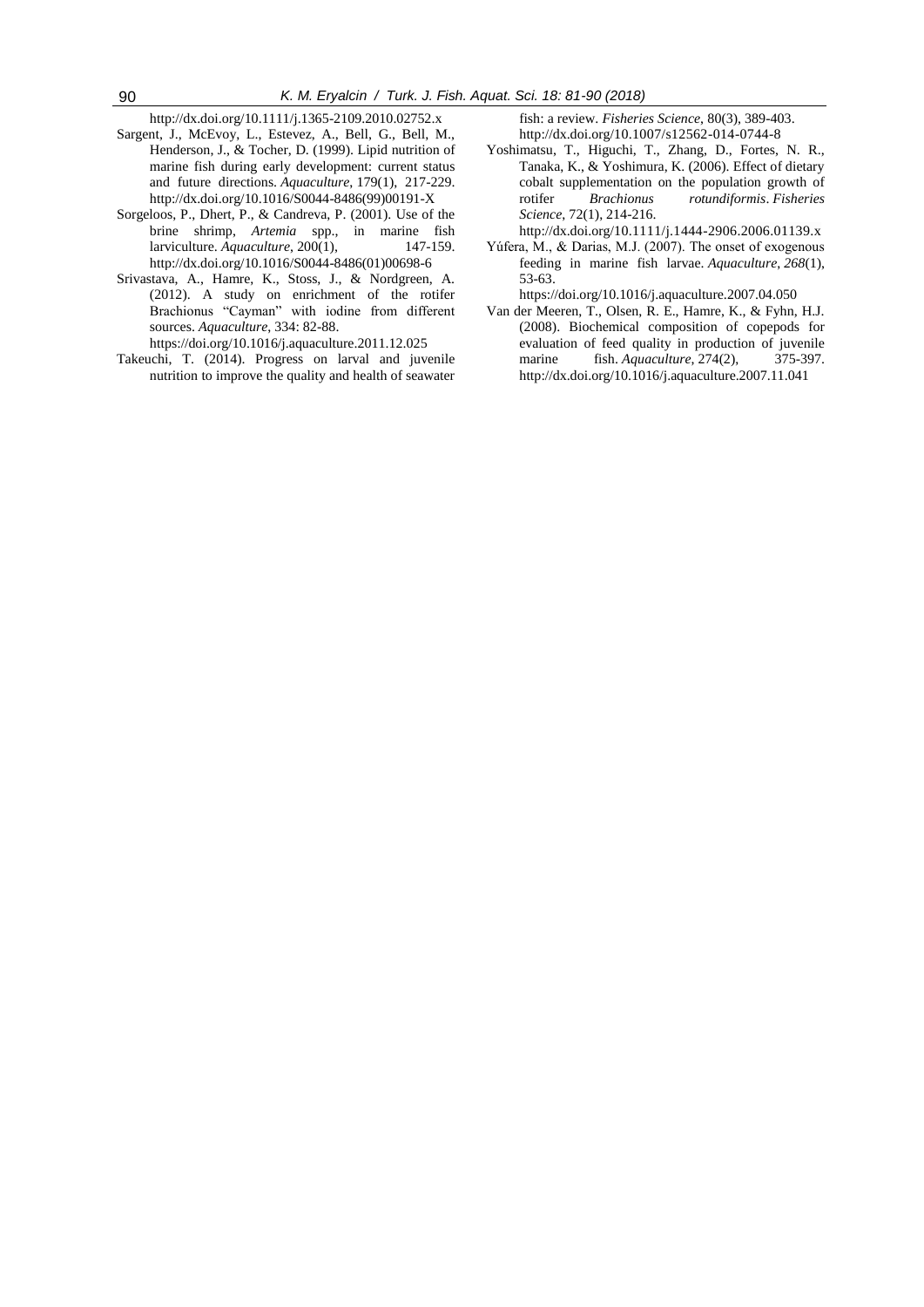http://dx.doi.org/10.1111/j.1365-2109.2010.02752.x

Sargent, J., McEvoy, L., Estevez, A., Bell, G., Bell, M., Henderson, J., & Tocher, D. (1999). Lipid nutrition of marine fish during early development: current status and future directions. *Aquaculture*, 179(1), 217-229. http://dx.doi.org/10.1016/S0044-8486(99)00191-X

Sorgeloos, P., Dhert, P., & Candreva, P. (2001). Use of the brine shrimp, *Artemia* spp., in marine fish larviculture. *Aquaculture*, 200(1), 147-159. http://dx.doi.org/10.1016/S0044-8486(01)00698-6

Srivastava, A., Hamre, K., Stoss, J., & Nordgreen, A. (2012). A study on enrichment of the rotifer Brachionus "Cayman" with iodine from different sources. *Aquaculture*, 334: 82-88. https://doi.org/10.1016/j.aquaculture.2011.12.025

Takeuchi, T. (2014). Progress on larval and juvenile nutrition to improve the quality and health of seawater fish: a review. *Fisheries Science*, 80(3), 389-403. http://dx.doi.org/10.1007/s12562-014-0744-8

Yoshimatsu, T., Higuchi, T., Zhang, D., Fortes, N. R., Tanaka, K., & Yoshimura, K. (2006). Effect of dietary cobalt supplementation on the population growth of rotifer *Brachionus rotundiformis*. *Fisheries Science*, 72(1), 214-216. http://dx.doi.org/10.1111/j.1444-2906.2006.01139.x

Yúfera, M., & Darias, M.J. (2007). The onset of exogenous feeding in marine fish larvae. *Aquaculture*, *268*(1), 53-63. https://doi.org/10.1016/j.aquaculture.2007.04.050

Van der Meeren, T., Olsen, R. E., Hamre, K., & Fyhn, H.J. (2008). Biochemical composition of copepods for evaluation of feed quality in production of juvenile marine fish. *Aquaculture*, 274(2), 375-397. http://dx.doi.org/10.1016/j.aquaculture.2007.11.041